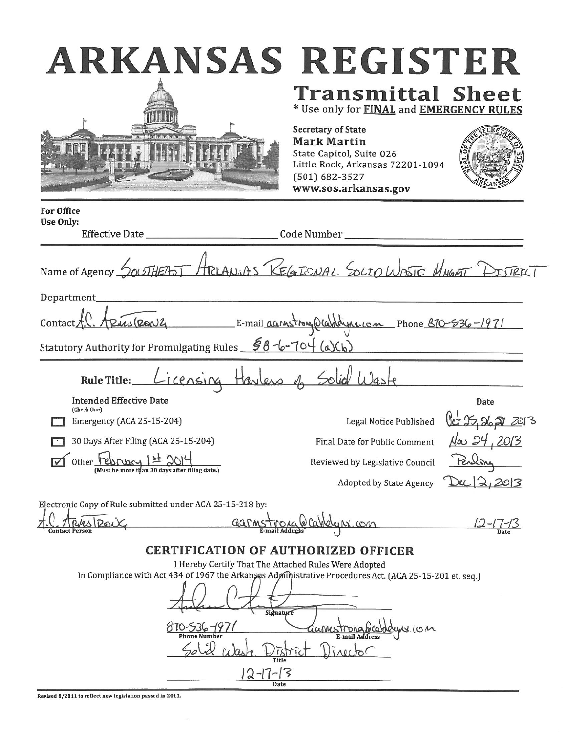# ARKANSAS REGISTER

## Transmittal Sheet

\* Use only for **FINAL** and **EMERGENCY RULES**

Secretary of State
**Mark Martin**
State Capitol, Suite 026
Little Rock, Arkansas 72201-1094
(501) 682-3527
**www.sos.arkansas.gov**

**For Office Use Only:**

Effective Date ______________ Code Number ______________

Name of Agency Southeast Arkansas Regional Solid Waste Mngmt District

Department ______________

Contact A.C. Armstrong E-mail aarmstrong@cablelynx.com Phone 870-536-1971

Statutory Authority for Promulgating Rules §8-6-704 (a)(6)

**Rule Title:** Licensing Haulers of Solid Waste

**Intended Effective Date**
(Check One)

☐ Emergency (ACA 25-15-204)

☐ 30 Days After Filing (ACA 25-15-204)

☑ Other February 1st 2014
(Must be more than 30 days after filing date.)

| | **Date** |
|---|---|
| Legal Notice Published | Oct 25, 26, 27 2013 |
| Final Date for Public Comment | Nov 24, 2013 |
| Reviewed by Legislative Council | Pending |
| Adopted by State Agency | Dec 12, 2013 |

Electronic Copy of Rule submitted under ACA 25-15-218 by:

A.C. Armstrong aarmstrong@cablelynx.com 12-17-13
Contact Person E-mail Address Date

## CERTIFICATION OF AUTHORIZED OFFICER

I Hereby Certify That The Attached Rules Were Adopted
In Compliance with Act 434 of 1967 the Arkansas Administrative Procedures Act. (ACA 25-15-201 et. seq.)

[Signature]
Signature

870-536-1971 aarmstrong@cablelynx.com
Phone Number E-mail Address

Solid Waste District Director
Title

12-17-13
Date

Revised 8/2011 to reflect new legislation passed in 2011.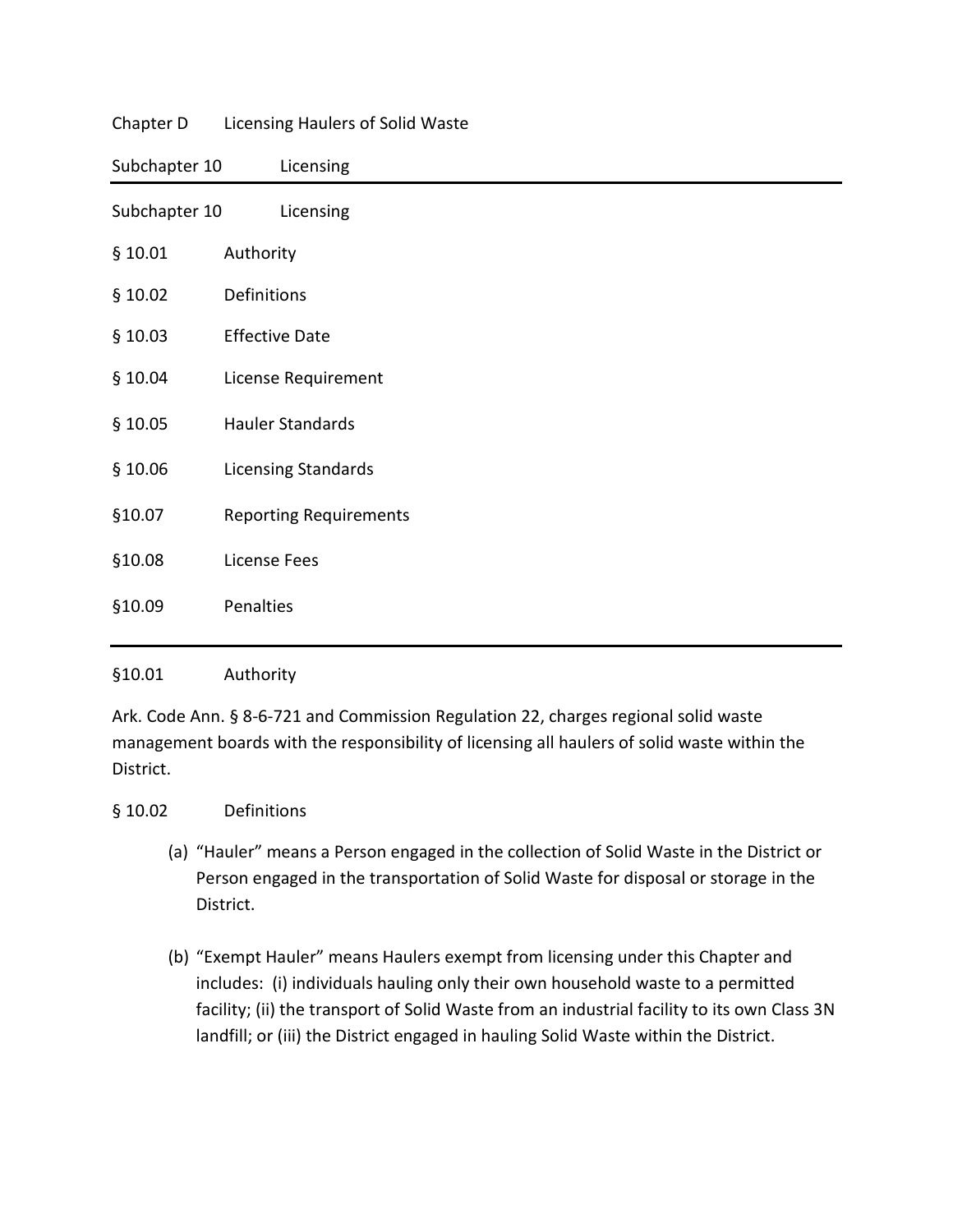Chapter D Licensing Haulers of Solid Waste

Subchapter 10 Licensing

---

Subchapter 10 Licensing

§ 10.01 Authority

§ 10.02 Definitions

§ 10.03 Effective Date

§ 10.04 License Requirement

§ 10.05 Hauler Standards

§ 10.06 Licensing Standards

§10.07 Reporting Requirements

§10.08 License Fees

§10.09 Penalties

---

§10.01 Authority

Ark. Code Ann. § 8-6-721 and Commission Regulation 22, charges regional solid waste management boards with the responsibility of licensing all haulers of solid waste within the District.

§ 10.02 Definitions

(a) "Hauler" means a Person engaged in the collection of Solid Waste in the District or Person engaged in the transportation of Solid Waste for disposal or storage in the District.

(b) "Exempt Hauler" means Haulers exempt from licensing under this Chapter and includes: (i) individuals hauling only their own household waste to a permitted facility; (ii) the transport of Solid Waste from an industrial facility to its own Class 3N landfill; or (iii) the District engaged in hauling Solid Waste within the District.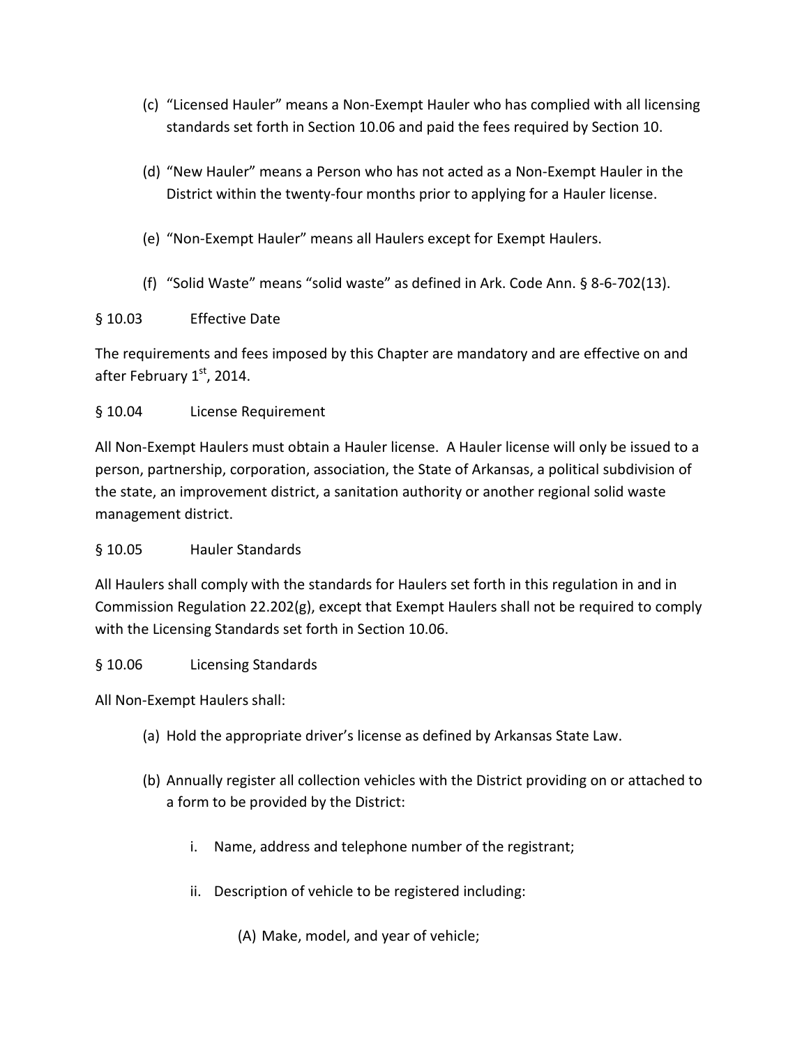(c) "Licensed Hauler" means a Non-Exempt Hauler who has complied with all licensing standards set forth in Section 10.06 and paid the fees required by Section 10.

(d) "New Hauler" means a Person who has not acted as a Non-Exempt Hauler in the District within the twenty-four months prior to applying for a Hauler license.

(e) "Non-Exempt Hauler" means all Haulers except for Exempt Haulers.

(f) "Solid Waste" means "solid waste" as defined in Ark. Code Ann. § 8-6-702(13).

§ 10.03 Effective Date

The requirements and fees imposed by this Chapter are mandatory and are effective on and after February 1st, 2014.

§ 10.04 License Requirement

All Non-Exempt Haulers must obtain a Hauler license. A Hauler license will only be issued to a person, partnership, corporation, association, the State of Arkansas, a political subdivision of the state, an improvement district, a sanitation authority or another regional solid waste management district.

§ 10.05 Hauler Standards

All Haulers shall comply with the standards for Haulers set forth in this regulation in and in Commission Regulation 22.202(g), except that Exempt Haulers shall not be required to comply with the Licensing Standards set forth in Section 10.06.

§ 10.06 Licensing Standards

All Non-Exempt Haulers shall:

(a) Hold the appropriate driver's license as defined by Arkansas State Law.

(b) Annually register all collection vehicles with the District providing on or attached to a form to be provided by the District:

   i. Name, address and telephone number of the registrant;

   ii. Description of vehicle to be registered including:

      (A) Make, model, and year of vehicle;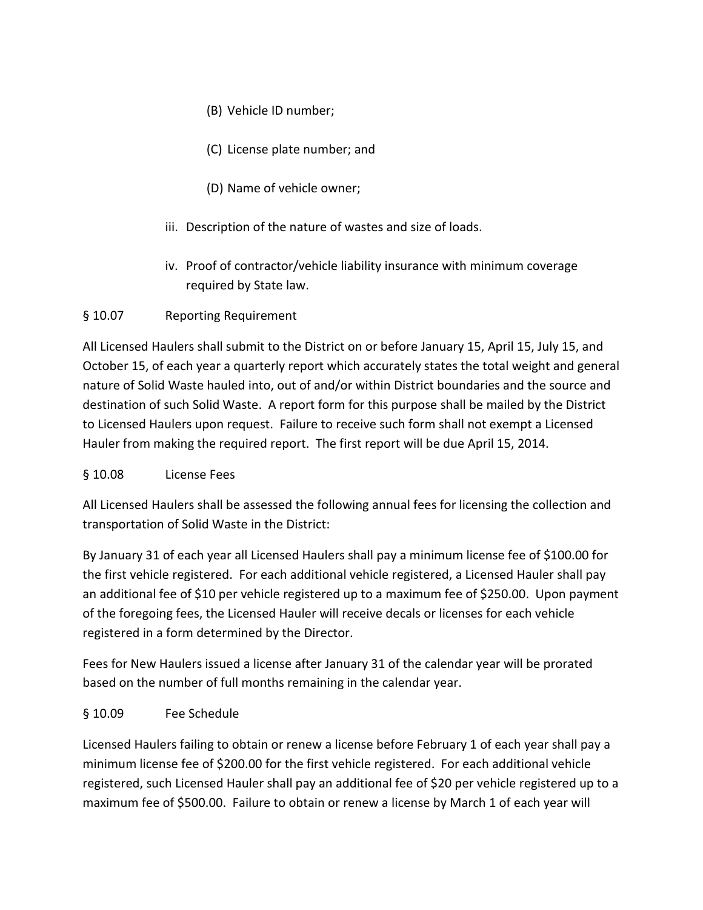(B) Vehicle ID number;

(C) License plate number; and

(D) Name of vehicle owner;

iii. Description of the nature of wastes and size of loads.

iv. Proof of contractor/vehicle liability insurance with minimum coverage required by State law.

§ 10.07 Reporting Requirement

All Licensed Haulers shall submit to the District on or before January 15, April 15, July 15, and October 15, of each year a quarterly report which accurately states the total weight and general nature of Solid Waste hauled into, out of and/or within District boundaries and the source and destination of such Solid Waste. A report form for this purpose shall be mailed by the District to Licensed Haulers upon request. Failure to receive such form shall not exempt a Licensed Hauler from making the required report. The first report will be due April 15, 2014.

§ 10.08 License Fees

All Licensed Haulers shall be assessed the following annual fees for licensing the collection and transportation of Solid Waste in the District:

By January 31 of each year all Licensed Haulers shall pay a minimum license fee of $100.00 for the first vehicle registered. For each additional vehicle registered, a Licensed Hauler shall pay an additional fee of $10 per vehicle registered up to a maximum fee of $250.00. Upon payment of the foregoing fees, the Licensed Hauler will receive decals or licenses for each vehicle registered in a form determined by the Director.

Fees for New Haulers issued a license after January 31 of the calendar year will be prorated based on the number of full months remaining in the calendar year.

§ 10.09 Fee Schedule

Licensed Haulers failing to obtain or renew a license before February 1 of each year shall pay a minimum license fee of $200.00 for the first vehicle registered. For each additional vehicle registered, such Licensed Hauler shall pay an additional fee of $20 per vehicle registered up to a maximum fee of $500.00. Failure to obtain or renew a license by March 1 of each year will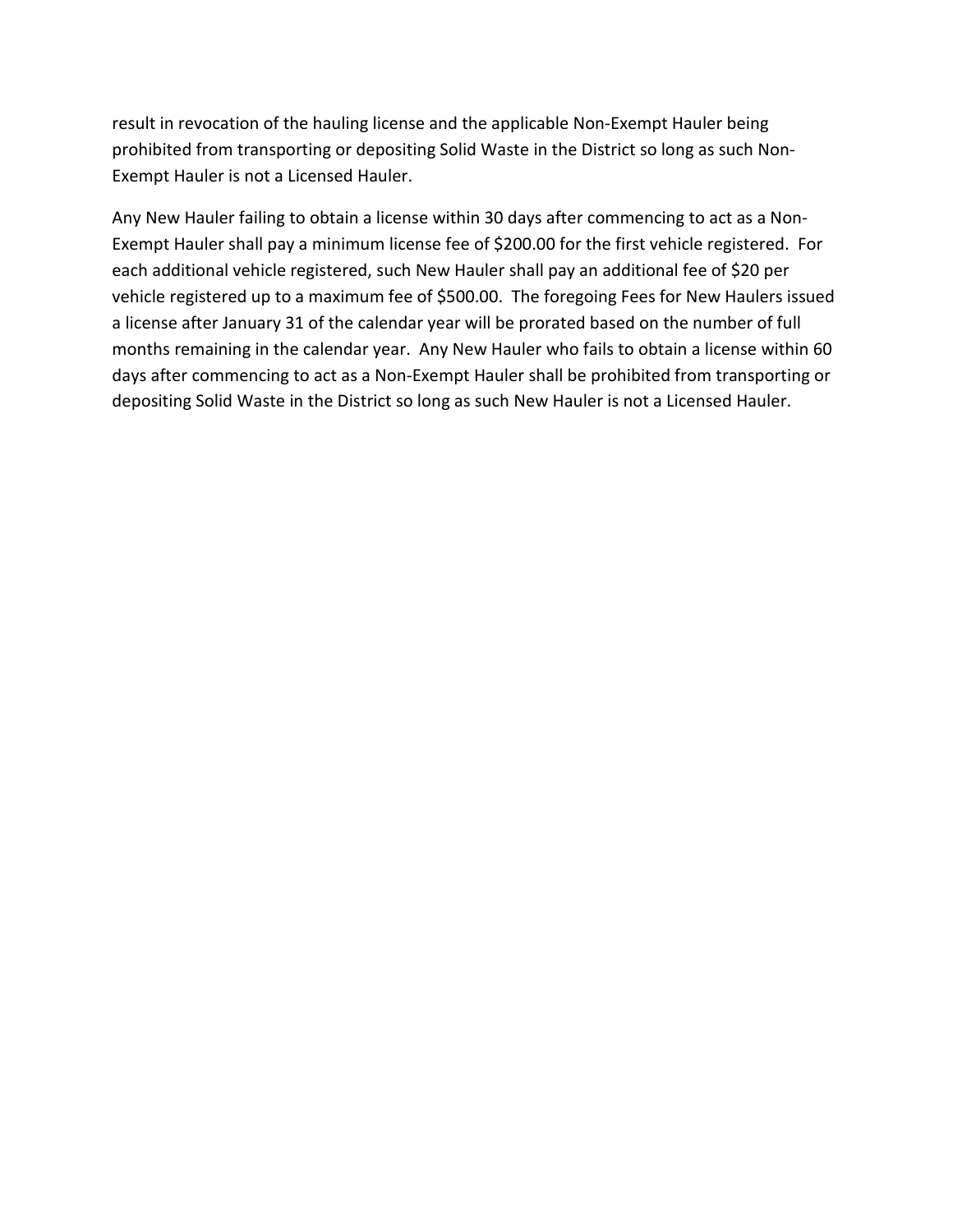result in revocation of the hauling license and the applicable Non-Exempt Hauler being prohibited from transporting or depositing Solid Waste in the District so long as such Non-Exempt Hauler is not a Licensed Hauler.

Any New Hauler failing to obtain a license within 30 days after commencing to act as a Non-Exempt Hauler shall pay a minimum license fee of $200.00 for the first vehicle registered. For each additional vehicle registered, such New Hauler shall pay an additional fee of $20 per vehicle registered up to a maximum fee of $500.00. The foregoing Fees for New Haulers issued a license after January 31 of the calendar year will be prorated based on the number of full months remaining in the calendar year. Any New Hauler who fails to obtain a license within 60 days after commencing to act as a Non-Exempt Hauler shall be prohibited from transporting or depositing Solid Waste in the District so long as such New Hauler is not a Licensed Hauler.